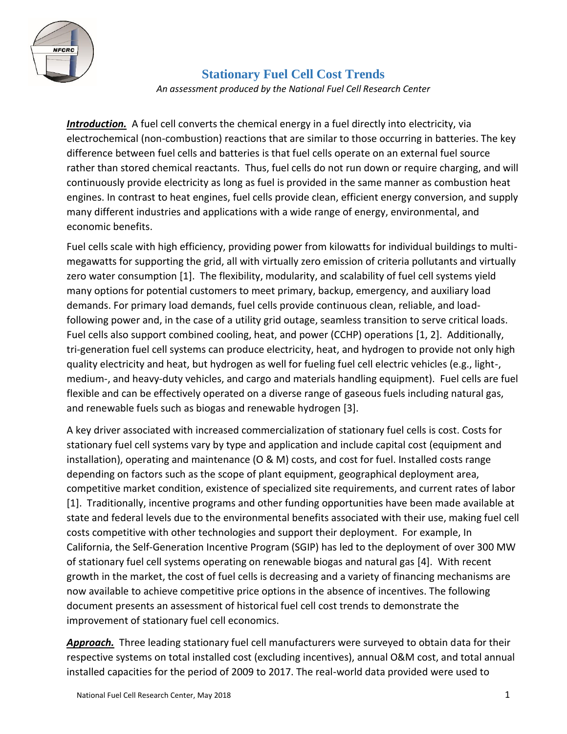# Stationary Fuel Cell Cost Trends

*An assessment produced by the National Fuel Cell Research Center*

***Introduction.*** A fuel cell converts the chemical energy in a fuel directly into electricity, via electrochemical (non-combustion) reactions that are similar to those occurring in batteries. The key difference between fuel cells and batteries is that fuel cells operate on an external fuel source rather than stored chemical reactants. Thus, fuel cells do not run down or require charging, and will continuously provide electricity as long as fuel is provided in the same manner as combustion heat engines. In contrast to heat engines, fuel cells provide clean, efficient energy conversion, and supply many different industries and applications with a wide range of energy, environmental, and economic benefits.

Fuel cells scale with high efficiency, providing power from kilowatts for individual buildings to multi-megawatts for supporting the grid, all with virtually zero emission of criteria pollutants and virtually zero water consumption [1]. The flexibility, modularity, and scalability of fuel cell systems yield many options for potential customers to meet primary, backup, emergency, and auxiliary load demands. For primary load demands, fuel cells provide continuous clean, reliable, and load-following power and, in the case of a utility grid outage, seamless transition to serve critical loads. Fuel cells also support combined cooling, heat, and power (CCHP) operations [1, 2]. Additionally, tri-generation fuel cell systems can produce electricity, heat, and hydrogen to provide not only high quality electricity and heat, but hydrogen as well for fueling fuel cell electric vehicles (e.g., light-, medium-, and heavy-duty vehicles, and cargo and materials handling equipment). Fuel cells are fuel flexible and can be effectively operated on a diverse range of gaseous fuels including natural gas, and renewable fuels such as biogas and renewable hydrogen [3].

A key driver associated with increased commercialization of stationary fuel cells is cost. Costs for stationary fuel cell systems vary by type and application and include capital cost (equipment and installation), operating and maintenance (O & M) costs, and cost for fuel. Installed costs range depending on factors such as the scope of plant equipment, geographical deployment area, competitive market condition, existence of specialized site requirements, and current rates of labor [1]. Traditionally, incentive programs and other funding opportunities have been made available at state and federal levels due to the environmental benefits associated with their use, making fuel cell costs competitive with other technologies and support their deployment. For example, In California, the Self-Generation Incentive Program (SGIP) has led to the deployment of over 300 MW of stationary fuel cell systems operating on renewable biogas and natural gas [4]. With recent growth in the market, the cost of fuel cells is decreasing and a variety of financing mechanisms are now available to achieve competitive price options in the absence of incentives. The following document presents an assessment of historical fuel cell cost trends to demonstrate the improvement of stationary fuel cell economics.

***Approach.*** Three leading stationary fuel cell manufacturers were surveyed to obtain data for their respective systems on total installed cost (excluding incentives), annual O&M cost, and total annual installed capacities for the period of 2009 to 2017. The real-world data provided were used to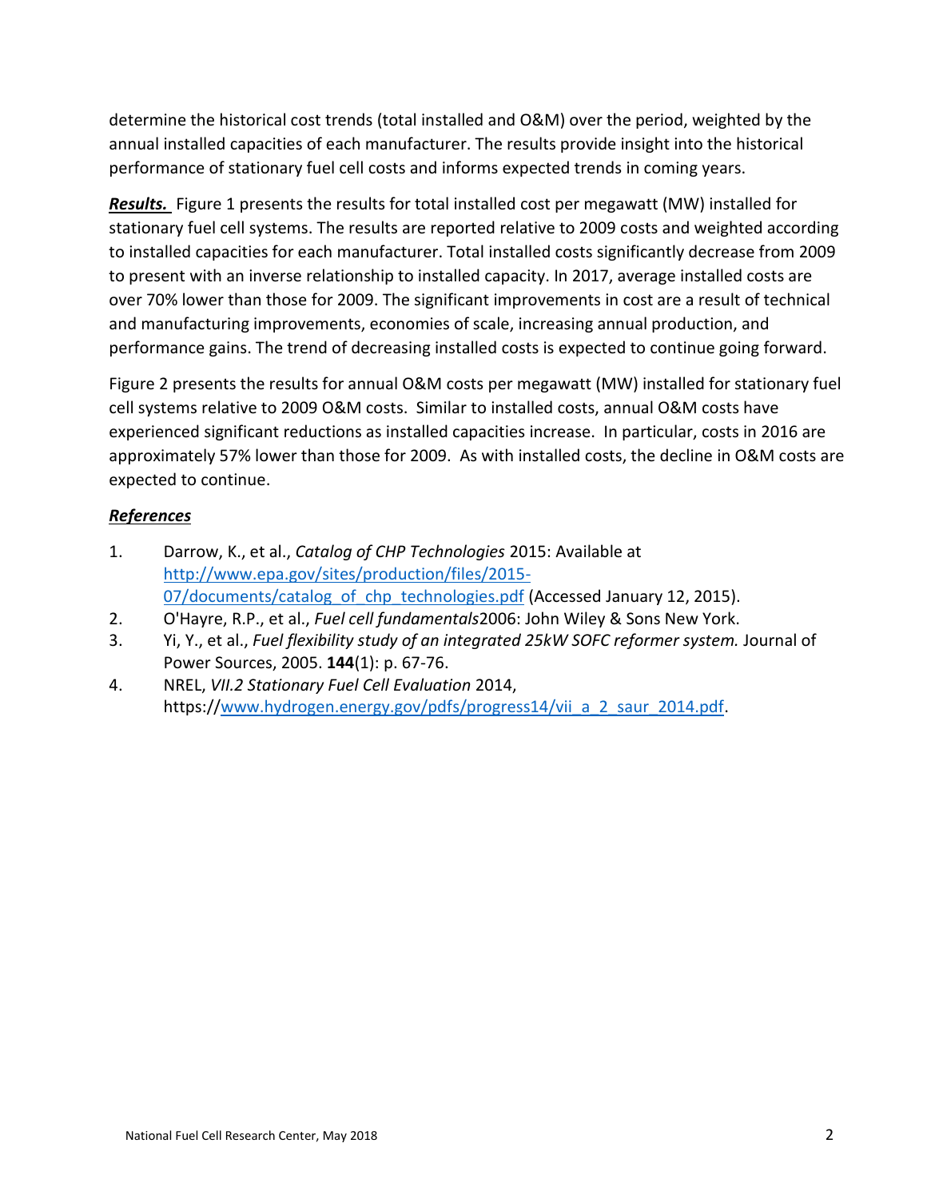determine the historical cost trends (total installed and O&M) over the period, weighted by the annual installed capacities of each manufacturer. The results provide insight into the historical performance of stationary fuel cell costs and informs expected trends in coming years.

***Results.*** Figure 1 presents the results for total installed cost per megawatt (MW) installed for stationary fuel cell systems. The results are reported relative to 2009 costs and weighted according to installed capacities for each manufacturer. Total installed costs significantly decrease from 2009 to present with an inverse relationship to installed capacity. In 2017, average installed costs are over 70% lower than those for 2009. The significant improvements in cost are a result of technical and manufacturing improvements, economies of scale, increasing annual production, and performance gains. The trend of decreasing installed costs is expected to continue going forward.

Figure 2 presents the results for annual O&M costs per megawatt (MW) installed for stationary fuel cell systems relative to 2009 O&M costs. Similar to installed costs, annual O&M costs have experienced significant reductions as installed capacities increase. In particular, costs in 2016 are approximately 57% lower than those for 2009. As with installed costs, the decline in O&M costs are expected to continue.

***References***

1. Darrow, K., et al., *Catalog of CHP Technologies* 2015: Available at http://www.epa.gov/sites/production/files/2015-07/documents/catalog_of_chp_technologies.pdf (Accessed January 12, 2015).
2. O'Hayre, R.P., et al., *Fuel cell fundamentals*2006: John Wiley & Sons New York.
3. Yi, Y., et al., *Fuel flexibility study of an integrated 25kW SOFC reformer system.* Journal of Power Sources, 2005. **144**(1): p. 67-76.
4. NREL, *VII.2 Stationary Fuel Cell Evaluation* 2014, https://www.hydrogen.energy.gov/pdfs/progress14/vii_a_2_saur_2014.pdf.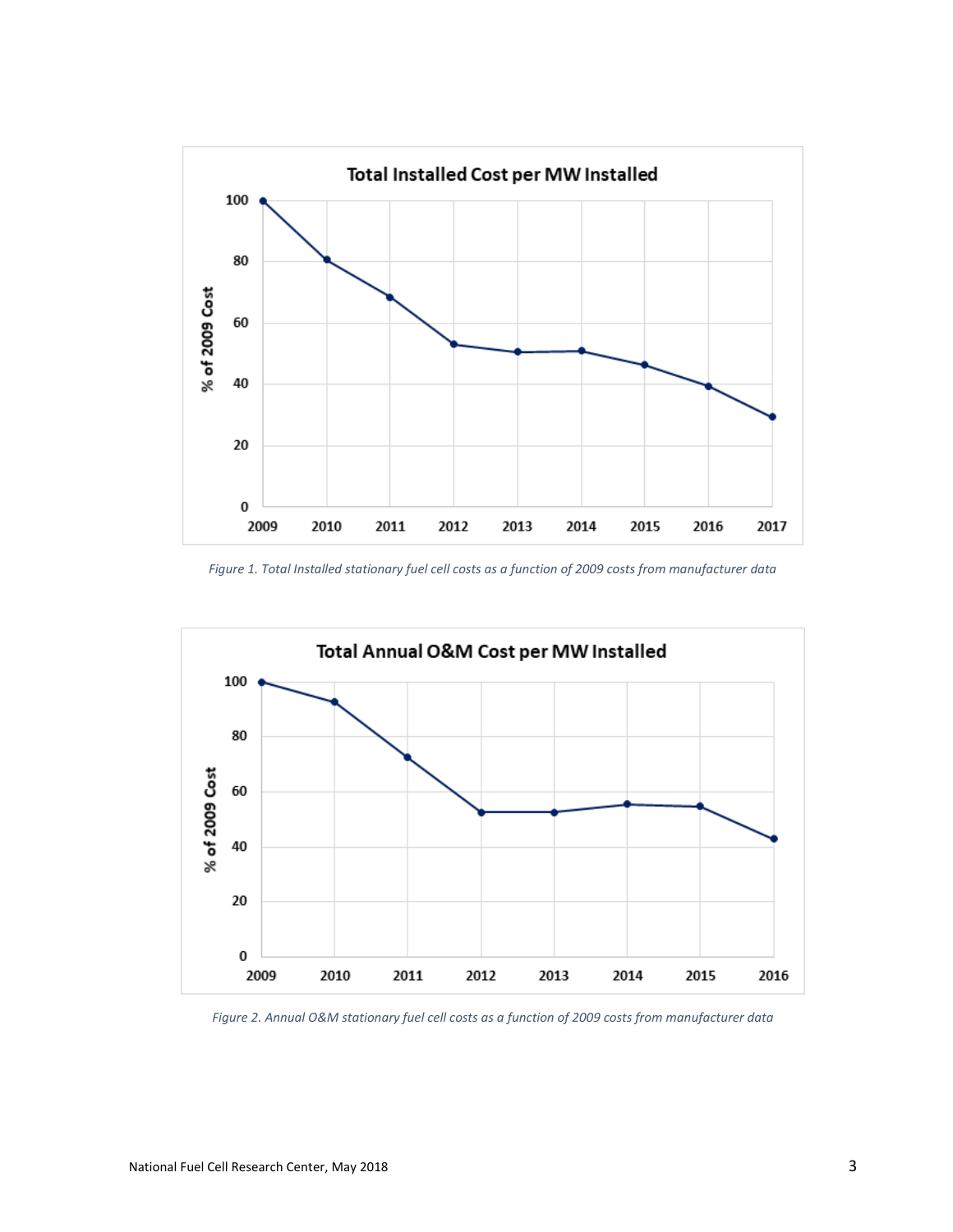Total Installed Cost per MW Installed

% of 2009 Cost

100
80
60
40
20
0

2009 2010 2011 2012 2013 2014 2015 2016 2017

*Figure 1. Total Installed stationary fuel cell costs as a function of 2009 costs from manufacturer data*

Total Annual O&M Cost per MW Installed

% of 2009 Cost

100
80
60
40
20
0

2009 2010 2011 2012 2013 2014 2015 2016

*Figure 2. Annual O&M stationary fuel cell costs as a function of 2009 costs from manufacturer data*